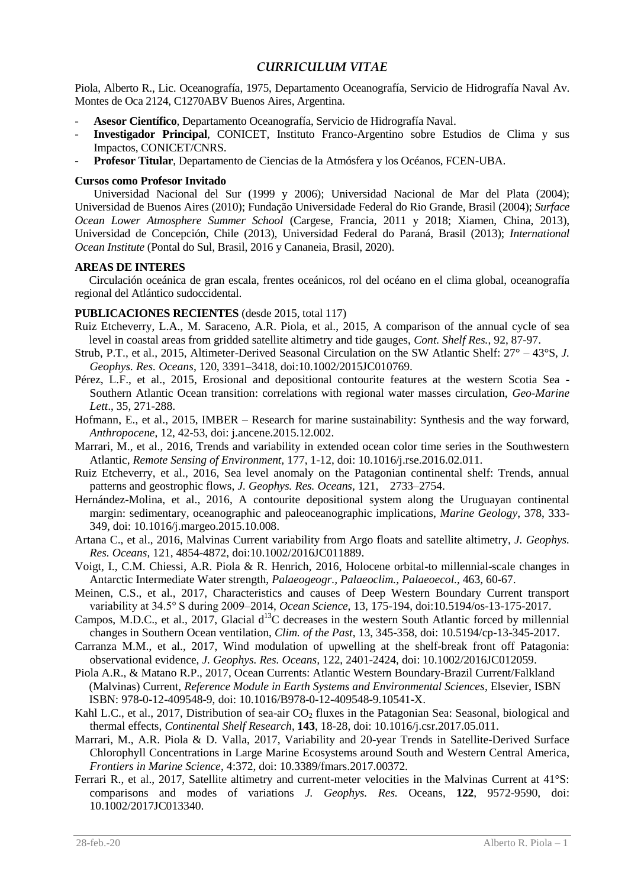# *CURRICULUM VITAE*

Piola, Alberto R., Lic. Oceanografía, 1975, Departamento Oceanografía, Servicio de Hidrografía Naval Av. Montes de Oca 2124, C1270ABV Buenos Aires, Argentina.

- **Asesor Científico**, Departamento Oceanografía, Servicio de Hidrografía Naval.
- **Investigador Principal**, CONICET, Instituto Franco-Argentino sobre Estudios de Clima y sus Impactos, CONICET/CNRS.
- **Profesor Titular**, Departamento de Ciencias de la Atmósfera y los Océanos, FCEN-UBA.

**Cursos como Profesor Invitado**

Universidad Nacional del Sur (1999 y 2006); Universidad Nacional de Mar del Plata (2004); Universidad de Buenos Aires (2010); Fundação Universidade Federal do Rio Grande, Brasil (2004); *Surface Ocean Lower Atmosphere Summer School* (Cargese, Francia, 2011 y 2018; Xiamen, China, 2013), Universidad de Concepción, Chile (2013), Universidad Federal do Paraná, Brasil (2013); *International Ocean Institute* (Pontal do Sul, Brasil, 2016 y Cananeia, Brasil, 2020).

**AREAS DE INTERES**

Circulación oceánica de gran escala, frentes oceánicos, rol del océano en el clima global, oceanografía regional del Atlántico sudoccidental.

**PUBLICACIONES RECIENTES** (desde 2015, total 117)

Ruiz Etcheverry, L.A., M. Saraceno, A.R. Piola, et al., 2015, A comparison of the annual cycle of sea level in coastal areas from gridded satellite altimetry and tide gauges, *Cont. Shelf Res.*, 92, 87-97.

Strub, P.T., et al., 2015, Altimeter-Derived Seasonal Circulation on the SW Atlantic Shelf: 27° – 43°S, *J. Geophys. Res. Oceans*, 120, 3391–3418, doi:10.1002/2015JC010769.

Pérez, L.F., et al., 2015, Erosional and depositional contourite features at the western Scotia Sea - Southern Atlantic Ocean transition: correlations with regional water masses circulation, *Geo-Marine Lett*., 35, 271-288.

Hofmann, E., et al., 2015, IMBER – Research for marine sustainability: Synthesis and the way forward, *Anthropocene*, 12, 42-53, doi: j.ancene.2015.12.002.

Marrari, M., et al., 2016, Trends and variability in extended ocean color time series in the Southwestern Atlantic, *Remote Sensing of Environment,* 177, 1-12, doi: 10.1016/j.rse.2016.02.011.

Ruiz Etcheverry, et al., 2016, Sea level anomaly on the Patagonian continental shelf: Trends, annual patterns and geostrophic flows, *J. Geophys. Res. Oceans,* 121, 2733–2754.

Hernández-Molina, et al., 2016, A contourite depositional system along the Uruguayan continental margin: sedimentary, oceanographic and paleoceanographic implications, *Marine Geology*, 378, 333-349, doi: 10.1016/j.margeo.2015.10.008.

Artana C., et al., 2016, Malvinas Current variability from Argo floats and satellite altimetry, *J. Geophys. Res. Oceans*, 121, 4854-4872, doi:10.1002/2016JC011889.

Voigt, I., C.M. Chiessi, A.R. Piola & R. Henrich, 2016, Holocene orbital-to millennial-scale changes in Antarctic Intermediate Water strength, *Palaeogeogr., Palaeoclim., Palaeoecol.*, 463, 60-67.

Meinen, C.S., et al., 2017, Characteristics and causes of Deep Western Boundary Current transport variability at 34.5° S during 2009–2014, *Ocean Science*, 13, 175-194, doi:10.5194/os-13-175-2017.

Campos, M.D.C., et al., 2017, Glacial d$^{13}$C decreases in the western South Atlantic forced by millennial changes in Southern Ocean ventilation, *Clim. of the Past*, 13, 345-358, doi: 10.5194/cp-13-345-2017.

Carranza M.M., et al., 2017, Wind modulation of upwelling at the shelf-break front off Patagonia: observational evidence, *J. Geophys. Res. Oceans*, 122, 2401-2424, doi: 10.1002/2016JC012059.

Piola A.R., & Matano R.P., 2017, Ocean Currents: Atlantic Western Boundary-Brazil Current/Falkland (Malvinas) Current, *Reference Module in Earth Systems and Environmental Sciences*, Elsevier, ISBN ISBN: 978-0-12-409548-9, doi: 10.1016/B978-0-12-409548-9.10541-X.

Kahl L.C., et al., 2017, Distribution of sea-air $CO_2$ fluxes in the Patagonian Sea: Seasonal, biological and thermal effects, *Continental Shelf Research*, **143**, 18-28, doi: 10.1016/j.csr.2017.05.011.

Marrari, M., A.R. Piola & D. Valla, 2017, Variability and 20-year Trends in Satellite-Derived Surface Chlorophyll Concentrations in Large Marine Ecosystems around South and Western Central America, *Frontiers in Marine Science*, 4:372, doi: 10.3389/fmars.2017.00372.

Ferrari R., et al., 2017, Satellite altimetry and current-meter velocities in the Malvinas Current at 41°S: comparisons and modes of variations *J. Geophys. Res.* Oceans, **122**, 9572-9590, doi: 10.1002/2017JC013340.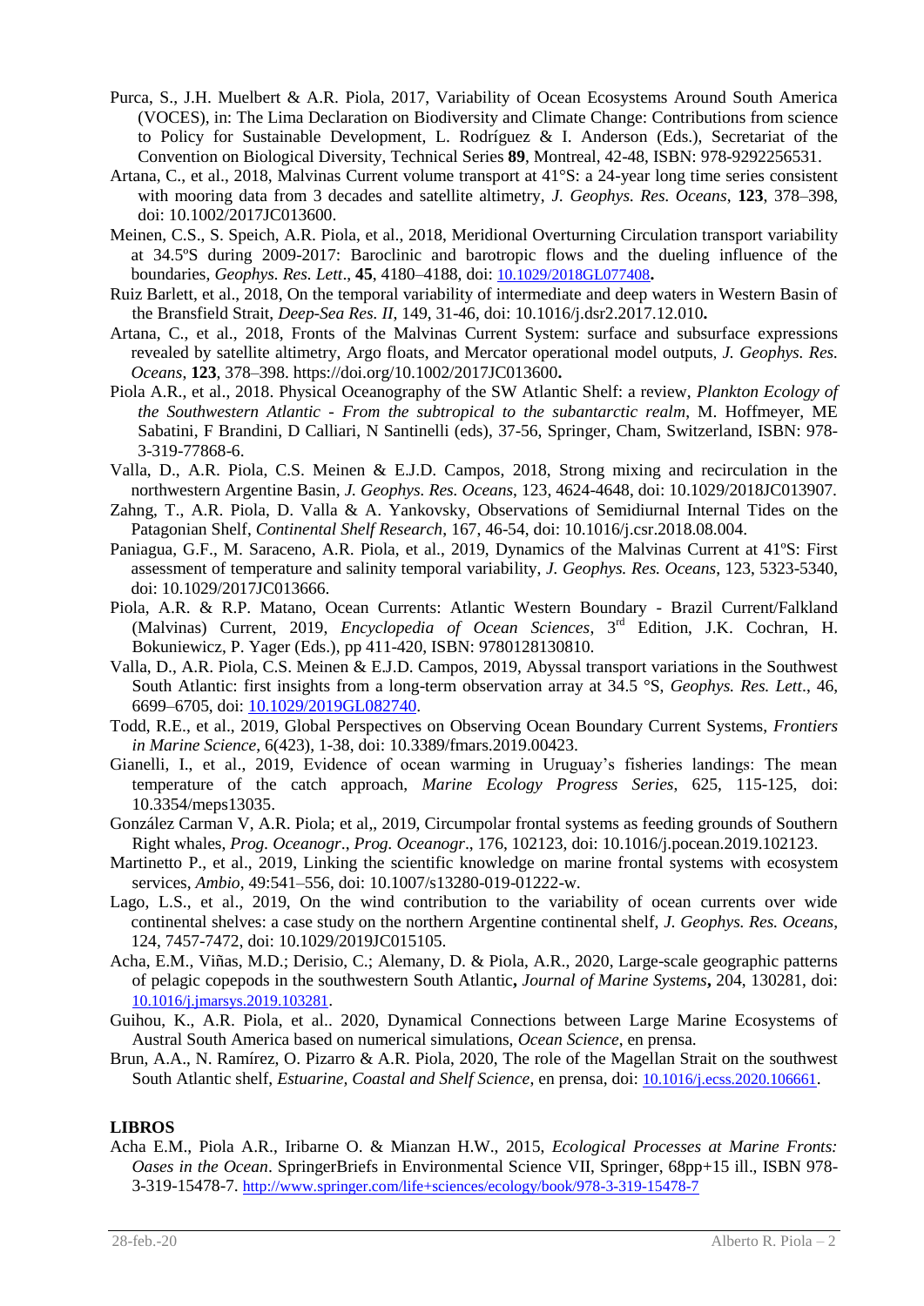Purca, S., J.H. Muelbert & A.R. Piola, 2017, Variability of Ocean Ecosystems Around South America (VOCES), in: The Lima Declaration on Biodiversity and Climate Change: Contributions from science to Policy for Sustainable Development, L. Rodríguez & I. Anderson (Eds.), Secretariat of the Convention on Biological Diversity, Technical Series **89**, Montreal, 42-48, ISBN: 978-9292256531.

Artana, C., et al., 2018, Malvinas Current volume transport at 41°S: a 24-year long time series consistent with mooring data from 3 decades and satellite altimetry, *J. Geophys. Res. Oceans*, **123**, 378–398, doi: 10.1002/2017JC013600.

Meinen, C.S., S. Speich, A.R. Piola, et al., 2018, Meridional Overturning Circulation transport variability at 34.5ºS during 2009-2017: Baroclinic and barotropic flows and the dueling influence of the boundaries, *Geophys. Res. Lett*., **45**, 4180–4188, doi: 10.1029/2018GL077408**.**

Ruiz Barlett, et al., 2018, On the temporal variability of intermediate and deep waters in Western Basin of the Bransfield Strait, *Deep-Sea Res. II*, 149, 31-46, doi: 10.1016/j.dsr2.2017.12.010**.**

Artana, C., et al., 2018, Fronts of the Malvinas Current System: surface and subsurface expressions revealed by satellite altimetry, Argo floats, and Mercator operational model outputs*, J. Geophys. Res. Oceans*, **123**, 378–398. https://doi.org/10.1002/2017JC013600**.**

Piola A.R., et al., 2018. Physical Oceanography of the SW Atlantic Shelf: a review, *Plankton Ecology of the Southwestern Atlantic - From the subtropical to the subantarctic realm*, M. Hoffmeyer, ME Sabatini, F Brandini, D Calliari, N Santinelli (eds), 37-56, Springer, Cham, Switzerland, ISBN: 978-3-319-77868-6.

Valla, D., A.R. Piola, C.S. Meinen & E.J.D. Campos, 2018, Strong mixing and recirculation in the northwestern Argentine Basin, *J. Geophys. Res. Oceans*, 123, 4624-4648, doi: 10.1029/2018JC013907.

Zahng, T., A.R. Piola, D. Valla & A. Yankovsky, Observations of Semidiurnal Internal Tides on the Patagonian Shelf, *Continental Shelf Research*, 167, 46-54, doi: 10.1016/j.csr.2018.08.004.

Paniagua, G.F., M. Saraceno, A.R. Piola, et al., 2019, Dynamics of the Malvinas Current at 41ºS: First assessment of temperature and salinity temporal variability, *J. Geophys. Res. Oceans*, 123, 5323-5340, doi: 10.1029/2017JC013666.

Piola, A.R. & R.P. Matano, Ocean Currents: Atlantic Western Boundary - Brazil Current/Falkland (Malvinas) Current, 2019, *Encyclopedia of Ocean Sciences*, 3rd Edition, J.K. Cochran, H. Bokuniewicz, P. Yager (Eds.), pp 411-420, ISBN: 9780128130810.

Valla, D., A.R. Piola, C.S. Meinen & E.J.D. Campos, 2019, Abyssal transport variations in the Southwest South Atlantic: first insights from a long-term observation array at 34.5 °S, *Geophys. Res. Lett*., 46, 6699–6705, doi: 10.1029/2019GL082740.

Todd, R.E., et al., 2019, Global Perspectives on Observing Ocean Boundary Current Systems, *Frontiers in Marine Science*, 6(423), 1-38, doi: 10.3389/fmars.2019.00423.

Gianelli, I., et al., 2019, Evidence of ocean warming in Uruguay's fisheries landings: The mean temperature of the catch approach, *Marine Ecology Progress Series*, 625, 115-125, doi: 10.3354/meps13035.

González Carman V, A.R. Piola; et al,, 2019, Circumpolar frontal systems as feeding grounds of Southern Right whales, *Prog. Oceanogr*., *Prog. Oceanogr*., 176, 102123, doi: 10.1016/j.pocean.2019.102123.

Martinetto P., et al., 2019, Linking the scientific knowledge on marine frontal systems with ecosystem services, *Ambio*, 49:541–556, doi: 10.1007/s13280-019-01222-w.

Lago, L.S., et al., 2019, On the wind contribution to the variability of ocean currents over wide continental shelves: a case study on the northern Argentine continental shelf, *J. Geophys. Res. Oceans*, 124, 7457-7472, doi: 10.1029/2019JC015105.

Acha, E.M., Viñas, M.D.; Derisio, C.; Alemany, D. & Piola, A.R., 2020, Large-scale geographic patterns of pelagic copepods in the southwestern South Atlantic**,** *Journal of Marine Systems***,** 204, 130281, doi: 10.1016/j.jmarsys.2019.103281.

Guihou, K., A.R. Piola, et al.. 2020, Dynamical Connections between Large Marine Ecosystems of Austral South America based on numerical simulations, *Ocean Science*, en prensa.

Brun, A.A., N. Ramírez, O. Pizarro & A.R. Piola, 2020, The role of the Magellan Strait on the southwest South Atlantic shelf, *Estuarine, Coastal and Shelf Science*, en prensa, doi: 10.1016/j.ecss.2020.106661.

## LIBROS

Acha E.M., Piola A.R., Iribarne O. & Mianzan H.W., 2015, *Ecological Processes at Marine Fronts: Oases in the Ocean*. SpringerBriefs in Environmental Science VII, Springer, 68pp+15 ill., ISBN 978-3-319-15478-7. http://www.springer.com/life+sciences/ecology/book/978-3-319-15478-7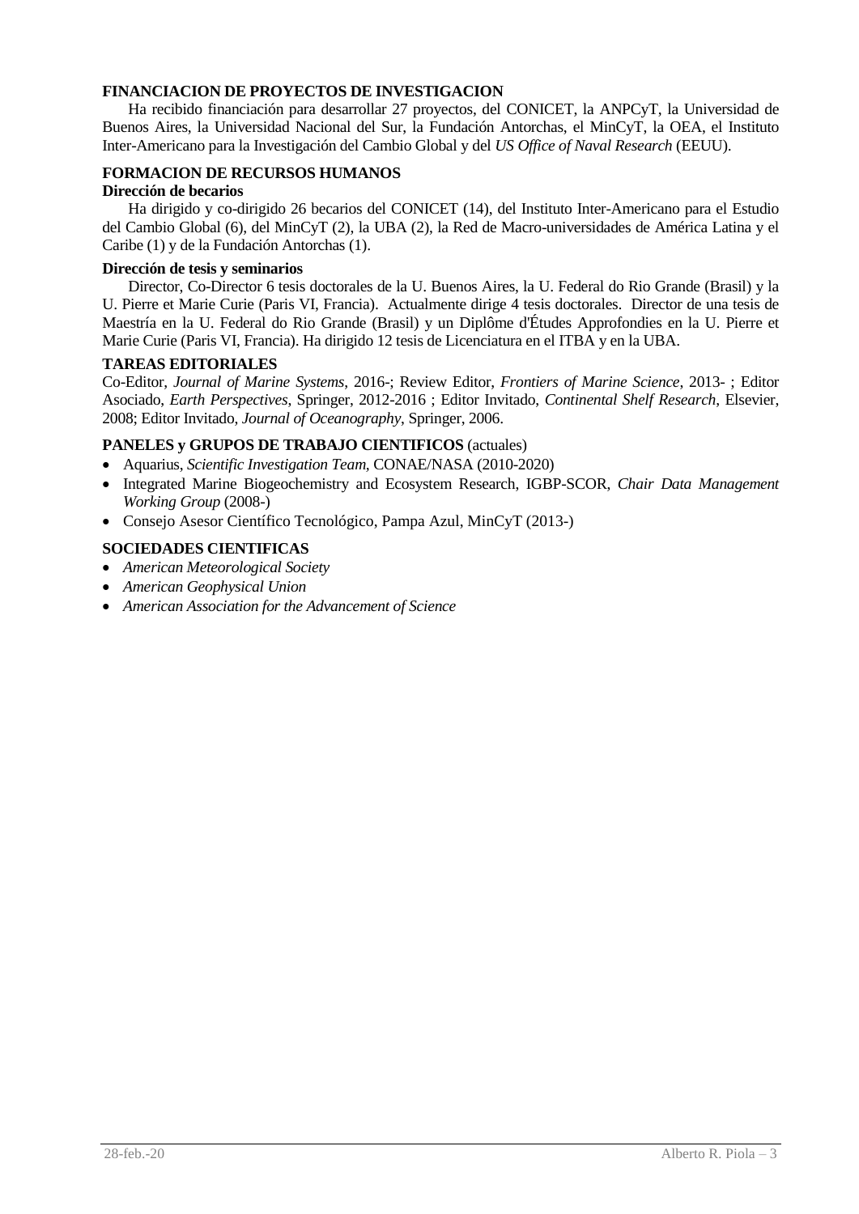## FINANCIACION DE PROYECTOS DE INVESTIGACION

Ha recibido financiación para desarrollar 27 proyectos, del CONICET, la ANPCyT, la Universidad de Buenos Aires, la Universidad Nacional del Sur, la Fundación Antorchas, el MinCyT, la OEA, el Instituto Inter-Americano para la Investigación del Cambio Global y del *US Office of Naval Research* (EEUU).

## FORMACION DE RECURSOS HUMANOS

### Dirección de becarios

Ha dirigido y co-dirigido 26 becarios del CONICET (14), del Instituto Inter-Americano para el Estudio del Cambio Global (6), del MinCyT (2), la UBA (2), la Red de Macro-universidades de América Latina y el Caribe (1) y de la Fundación Antorchas (1).

### Dirección de tesis y seminarios

Director, Co-Director 6 tesis doctorales de la U. Buenos Aires, la U. Federal do Rio Grande (Brasil) y la U. Pierre et Marie Curie (Paris VI, Francia). Actualmente dirige 4 tesis doctorales. Director de una tesis de Maestría en la U. Federal do Rio Grande (Brasil) y un Diplôme d'Études Approfondies en la U. Pierre et Marie Curie (Paris VI, Francia). Ha dirigido 12 tesis de Licenciatura en el ITBA y en la UBA.

## TAREAS EDITORIALES

Co-Editor, *Journal of Marine Systems*, 2016-; Review Editor, *Frontiers of Marine Science*, 2013- ; Editor Asociado, *Earth Perspectives*, Springer, 2012-2016 ; Editor Invitado, *Continental Shelf Research*, Elsevier, 2008; Editor Invitado, *Journal of Oceanography*, Springer, 2006.

## PANELES y GRUPOS DE TRABAJO CIENTIFICOS (actuales)

- Aquarius, *Scientific Investigation Team,* CONAE/NASA (2010-2020)
- Integrated Marine Biogeochemistry and Ecosystem Research, IGBP-SCOR, *Chair Data Management Working Group* (2008-)
- Consejo Asesor Científico Tecnológico, Pampa Azul, MinCyT (2013-)

## SOCIEDADES CIENTIFICAS

- *American Meteorological Society*
- *American Geophysical Union*
- *American Association for the Advancement of Science*